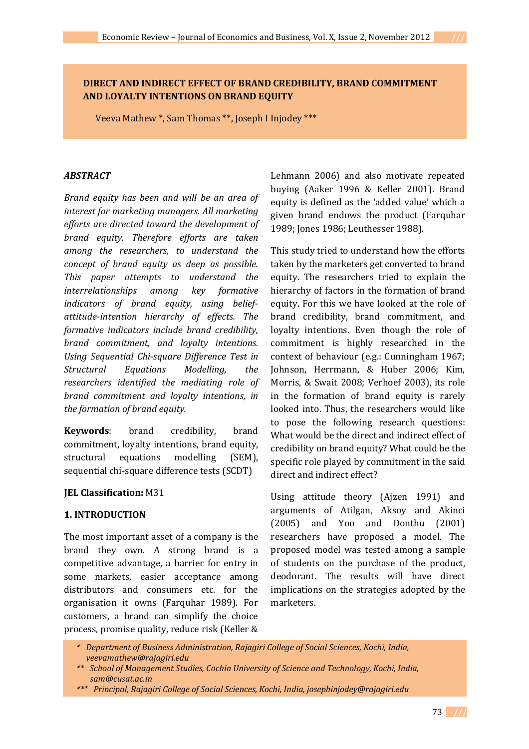# DIRECT AND INDIRECT EFFECT OF BRAND CREDIBILITY, BRAND COMMITMENT AND LOYALTY INTENTIONS ON BRAND EQUITY

Veeva Mathew *, Sam Thomas **, Joseph I Injodey ***

## *ABSTRACT*

*Brand equity has been and will be an area of interest for marketing managers. All marketing efforts are directed toward the development of brand equity. Therefore efforts are taken among the researchers, to understand the concept of brand equity as deep as possible. This paper attempts to understand the interrelationships among key formative indicators of brand equity, using belief-attitude-intention hierarchy of effects. The formative indicators include brand credibility, brand commitment, and loyalty intentions. Using Sequential Chi-square Difference Test in Structural Equations Modelling, the researchers identified the mediating role of brand commitment and loyalty intentions, in the formation of brand equity.*

**Keywords**: brand credibility, brand commitment, loyalty intentions, brand equity, structural equations modelling (SEM), sequential chi-square difference tests (SCDT)

**JEL Classification:** M31

## 1. INTRODUCTION

The most important asset of a company is the brand they own. A strong brand is a competitive advantage, a barrier for entry in some markets, easier acceptance among distributors and consumers etc. for the organisation it owns (Farquhar 1989). For customers, a brand can simplify the choice process, promise quality, reduce risk (Keller & Lehmann 2006) and also motivate repeated buying (Aaker 1996 & Keller 2001). Brand equity is defined as the 'added value' which a given brand endows the product (Farquhar 1989; Jones 1986; Leuthesser 1988).

This study tried to understand how the efforts taken by the marketers get converted to brand equity. The researchers tried to explain the hierarchy of factors in the formation of brand equity. For this we have looked at the role of brand credibility, brand commitment, and loyalty intentions. Even though the role of commitment is highly researched in the context of behaviour (e.g.: Cunningham 1967; Johnson, Herrmann, & Huber 2006; Kim, Morris, & Swait 2008; Verhoef 2003), its role in the formation of brand equity is rarely looked into. Thus, the researchers would like to pose the following research questions: What would be the direct and indirect effect of credibility on brand equity? What could be the specific role played by commitment in the said direct and indirect effect?

Using attitude theory (Ajzen 1991) and arguments of Atilgan, Aksoy and Akinci (2005) and Yoo and Donthu (2001) researchers have proposed a model. The proposed model was tested among a sample of students on the purchase of the product, deodorant. The results will have direct implications on the strategies adopted by the marketers.

\* *Department of Business Administration, Rajagiri College of Social Sciences, Kochi, India, veevamathew@rajagiri.edu*

\*\* *School of Management Studies, Cochin University of Science and Technology, Kochi, India, sam@cusat.ac.in*

\*\*\* *Principal, Rajagiri College of Social Sciences, Kochi, India, josephinjodey@rajagiri.edu*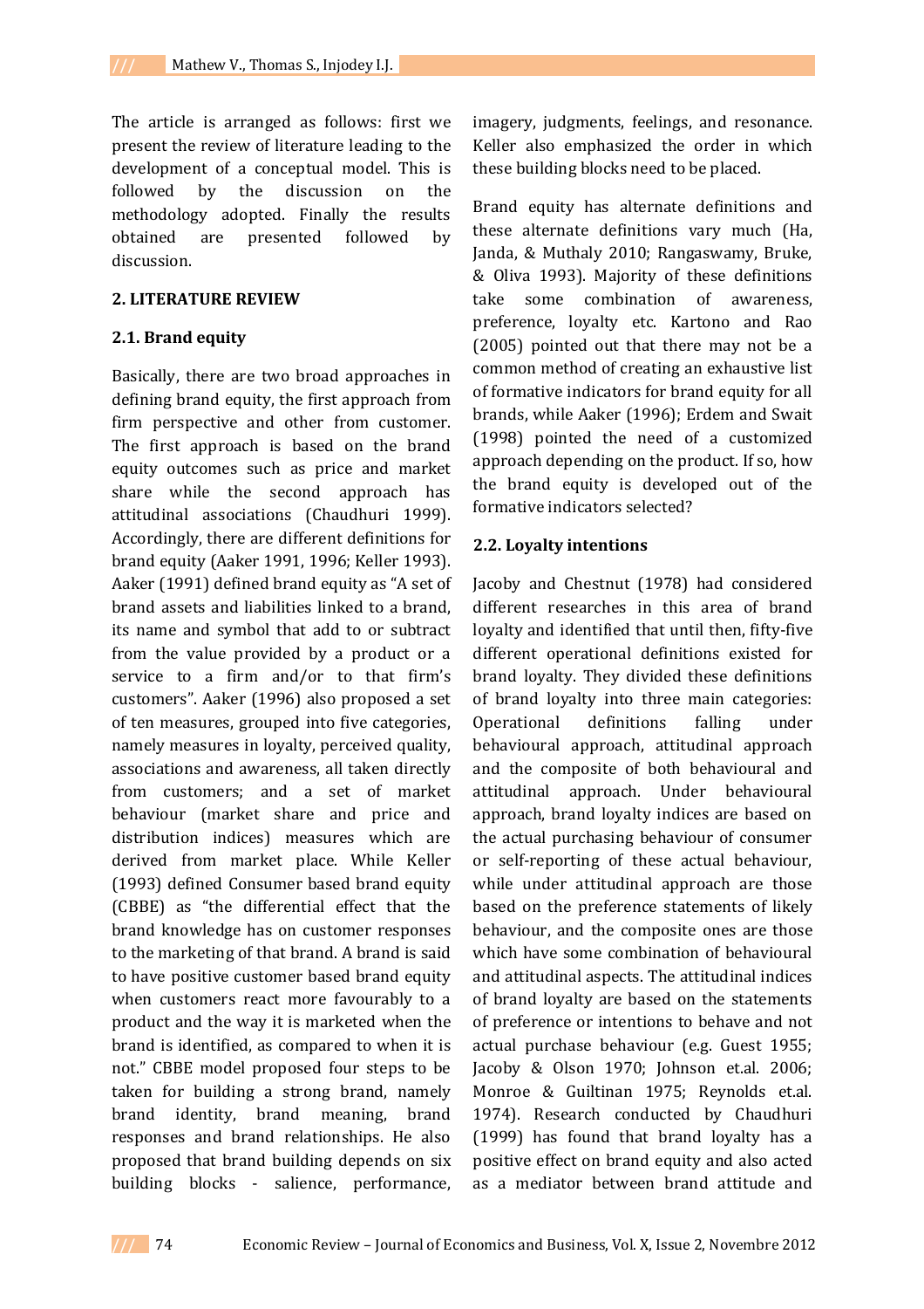The article is arranged as follows: first we present the review of literature leading to the development of a conceptual model. This is followed by the discussion on the methodology adopted. Finally the results obtained are presented followed by discussion.

## 2. LITERATURE REVIEW

### 2.1. Brand equity

Basically, there are two broad approaches in defining brand equity, the first approach from firm perspective and other from customer. The first approach is based on the brand equity outcomes such as price and market share while the second approach has attitudinal associations (Chaudhuri 1999). Accordingly, there are different definitions for brand equity (Aaker 1991, 1996; Keller 1993). Aaker (1991) defined brand equity as "A set of brand assets and liabilities linked to a brand, its name and symbol that add to or subtract from the value provided by a product or a service to a firm and/or to that firm's customers". Aaker (1996) also proposed a set of ten measures, grouped into five categories, namely measures in loyalty, perceived quality, associations and awareness, all taken directly from customers; and a set of market behaviour (market share and price and distribution indices) measures which are derived from market place. While Keller (1993) defined Consumer based brand equity (CBBE) as "the differential effect that the brand knowledge has on customer responses to the marketing of that brand. A brand is said to have positive customer based brand equity when customers react more favourably to a product and the way it is marketed when the brand is identified, as compared to when it is not." CBBE model proposed four steps to be taken for building a strong brand, namely brand identity, brand meaning, brand responses and brand relationships. He also proposed that brand building depends on six building blocks - salience, performance, imagery, judgments, feelings, and resonance. Keller also emphasized the order in which these building blocks need to be placed.

Brand equity has alternate definitions and these alternate definitions vary much (Ha, Janda, & Muthaly 2010; Rangaswamy, Bruke, & Oliva 1993). Majority of these definitions take some combination of awareness, preference, loyalty etc. Kartono and Rao (2005) pointed out that there may not be a common method of creating an exhaustive list of formative indicators for brand equity for all brands, while Aaker (1996); Erdem and Swait (1998) pointed the need of a customized approach depending on the product. If so, how the brand equity is developed out of the formative indicators selected?

### 2.2. Loyalty intentions

Jacoby and Chestnut (1978) had considered different researches in this area of brand loyalty and identified that until then, fifty-five different operational definitions existed for brand loyalty. They divided these definitions of brand loyalty into three main categories: Operational definitions falling under behavioural approach, attitudinal approach and the composite of both behavioural and attitudinal approach. Under behavioural approach, brand loyalty indices are based on the actual purchasing behaviour of consumer or self-reporting of these actual behaviour, while under attitudinal approach are those based on the preference statements of likely behaviour, and the composite ones are those which have some combination of behavioural and attitudinal aspects. The attitudinal indices of brand loyalty are based on the statements of preference or intentions to behave and not actual purchase behaviour (e.g. Guest 1955; Jacoby & Olson 1970; Johnson et.al. 2006; Monroe & Guiltinan 1975; Reynolds et.al. 1974). Research conducted by Chaudhuri (1999) has found that brand loyalty has a positive effect on brand equity and also acted as a mediator between brand attitude and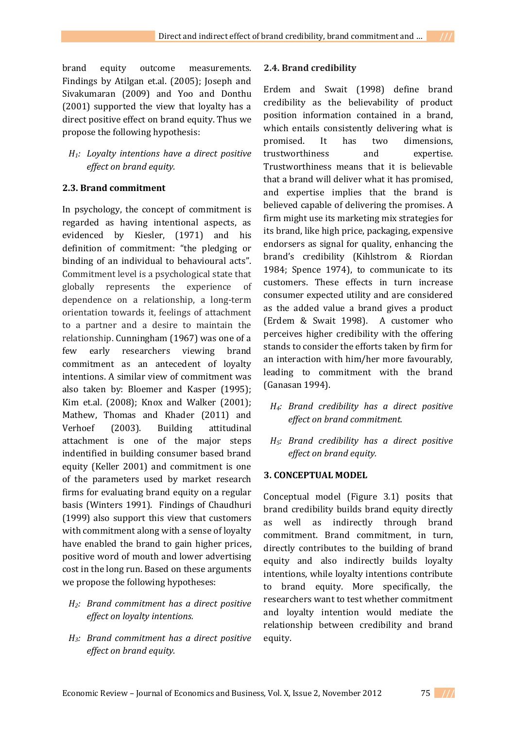brand equity outcome measurements. Findings by Atilgan et.al. (2005); Joseph and Sivakumaran (2009) and Yoo and Donthu (2001) supported the view that loyalty has a direct positive effect on brand equity. Thus we propose the following hypothesis:

> *$H_1$: Loyalty intentions have a direct positive effect on brand equity.*

### 2.3. Brand commitment

In psychology, the concept of commitment is regarded as having intentional aspects, as evidenced by Kiesler, (1971) and his definition of commitment: "the pledging or binding of an individual to behavioural acts". Commitment level is a psychological state that globally represents the experience of dependence on a relationship, a long-term orientation towards it, feelings of attachment to a partner and a desire to maintain the relationship. Cunningham (1967) was one of a few early researchers viewing brand commitment as an antecedent of loyalty intentions. A similar view of commitment was also taken by: Bloemer and Kasper (1995); Kim et.al. (2008); Knox and Walker (2001); Mathew, Thomas and Khader (2011) and Verhoef (2003). Building attitudinal attachment is one of the major steps indentified in building consumer based brand equity (Keller 2001) and commitment is one of the parameters used by market research firms for evaluating brand equity on a regular basis (Winters 1991). Findings of Chaudhuri (1999) also support this view that customers with commitment along with a sense of loyalty have enabled the brand to gain higher prices, positive word of mouth and lower advertising cost in the long run. Based on these arguments we propose the following hypotheses:

> *$H_2$: Brand commitment has a direct positive effect on loyalty intentions.*

> *$H_3$: Brand commitment has a direct positive effect on brand equity.*

### 2.4. Brand credibility

Erdem and Swait (1998) define brand credibility as the believability of product position information contained in a brand, which entails consistently delivering what is promised. It has two dimensions, trustworthiness and expertise. Trustworthiness means that it is believable that a brand will deliver what it has promised, and expertise implies that the brand is believed capable of delivering the promises. A firm might use its marketing mix strategies for its brand, like high price, packaging, expensive endorsers as signal for quality, enhancing the brand's credibility (Kihlstrom & Riordan 1984; Spence 1974), to communicate to its customers. These effects in turn increase consumer expected utility and are considered as the added value a brand gives a product (Erdem & Swait 1998). A customer who perceives higher credibility with the offering stands to consider the efforts taken by firm for an interaction with him/her more favourably, leading to commitment with the brand (Ganasan 1994).

> *$H_4$: Brand credibility has a direct positive effect on brand commitment.*

> *$H_5$: Brand credibility has a direct positive effect on brand equity.*

## 3. CONCEPTUAL MODEL

Conceptual model (Figure 3.1) posits that brand credibility builds brand equity directly as well as indirectly through brand commitment. Brand commitment, in turn, directly contributes to the building of brand equity and also indirectly builds loyalty intentions, while loyalty intentions contribute to brand equity. More specifically, the researchers want to test whether commitment and loyalty intention would mediate the relationship between credibility and brand equity.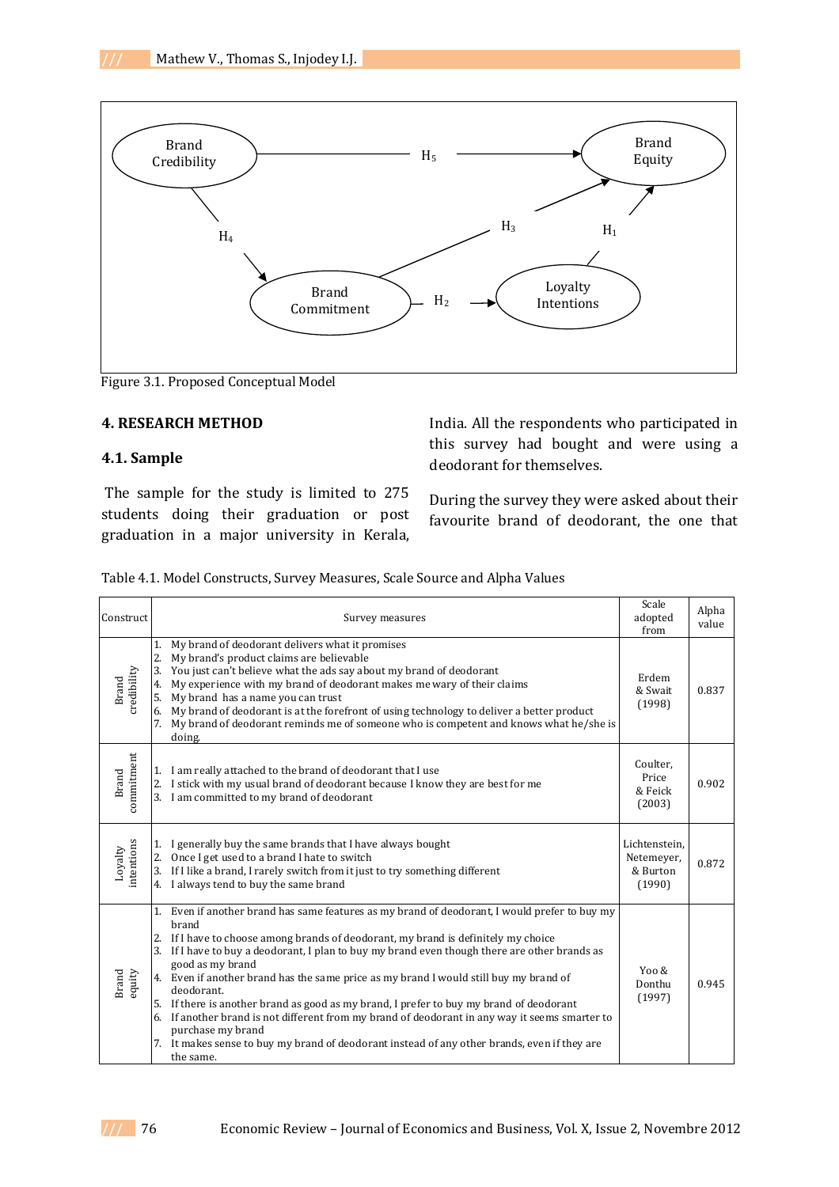Figure 3.1. Proposed Conceptual Model

## 4. RESEARCH METHOD

### 4.1. Sample

The sample for the study is limited to 275 students doing their graduation or post graduation in a major university in Kerala, India. All the respondents who participated in this survey had bought and were using a deodorant for themselves.

During the survey they were asked about their favourite brand of deodorant, the one that

Table 4.1. Model Constructs, Survey Measures, Scale Source and Alpha Values

| Construct | Survey measures | Scale adopted from | Alpha value |
|---|---|---|---|
| Brand credibility | 1. My brand of deodorant delivers what it promises<br>2. My brand's product claims are believable<br>3. You just can't believe what the ads say about my brand of deodorant<br>4. My experience with my brand of deodorant makes me wary of their claims<br>5. My brand has a name you can trust<br>6. My brand of deodorant is at the forefront of using technology to deliver a better product<br>7. My brand of deodorant reminds me of someone who is competent and knows what he/she is doing. | Erdem & Swait (1998) | 0.837 |
| Brand commitment | 1. I am really attached to the brand of deodorant that I use<br>2. I stick with my usual brand of deodorant because I know they are best for me<br>3. I am committed to my brand of deodorant | Coulter, Price & Feick (2003) | 0.902 |
| Loyalty intentions | 1. I generally buy the same brands that I have always bought<br>2. Once I get used to a brand I hate to switch<br>3. If I like a brand, I rarely switch from it just to try something different<br>4. I always tend to buy the same brand | Lichtenstein, Netemeyer, & Burton (1990) | 0.872 |
| Brand equity | 1. Even if another brand has same features as my brand of deodorant, I would prefer to buy my brand<br>2. If I have to choose among brands of deodorant, my brand is definitely my choice<br>3. If I have to buy a deodorant, I plan to buy my brand even though there are other brands as good as my brand<br>4. Even if another brand has the same price as my brand I would still buy my brand of deodorant.<br>5. If there is another brand as good as my brand, I prefer to buy my brand of deodorant<br>6. If another brand is not different from my brand of deodorant in any way it seems smarter to purchase my brand<br>7. It makes sense to buy my brand of deodorant instead of any other brands, even if they are the same. | Yoo & Donthu (1997) | 0.945 |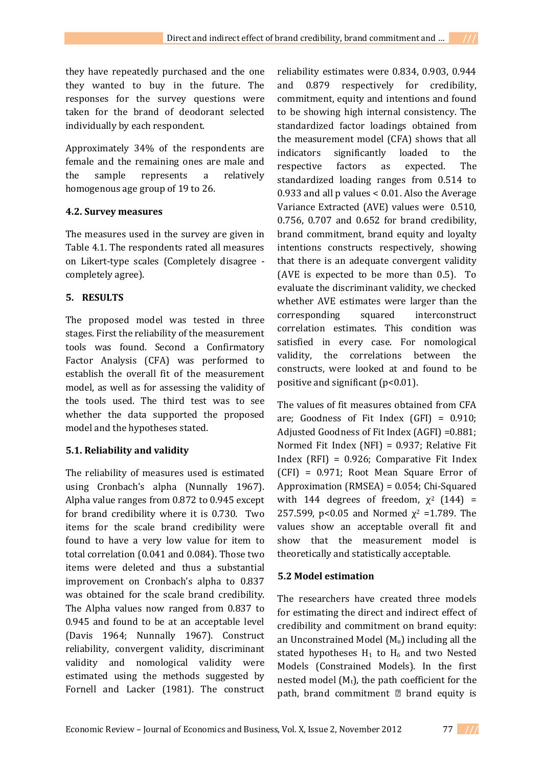they have repeatedly purchased and the one they wanted to buy in the future. The responses for the survey questions were taken for the brand of deodorant selected individually by each respondent.

Approximately 34% of the respondents are female and the remaining ones are male and the sample represents a relatively homogenous age group of 19 to 26.

### 4.2. Survey measures

The measures used in the survey are given in Table 4.1. The respondents rated all measures on Likert-type scales (Completely disagree - completely agree).

## 5. RESULTS

The proposed model was tested in three stages. First the reliability of the measurement tools was found. Second a Confirmatory Factor Analysis (CFA) was performed to establish the overall fit of the measurement model, as well as for assessing the validity of the tools used. The third test was to see whether the data supported the proposed model and the hypotheses stated.

### 5.1. Reliability and validity

The reliability of measures used is estimated using Cronbach's alpha (Nunnally 1967). Alpha value ranges from 0.872 to 0.945 except for brand credibility where it is 0.730. Two items for the scale brand credibility were found to have a very low value for item to total correlation (0.041 and 0.084). Those two items were deleted and thus a substantial improvement on Cronbach's alpha to 0.837 was obtained for the scale brand credibility. The Alpha values now ranged from 0.837 to 0.945 and found to be at an acceptable level (Davis 1964; Nunnally 1967). Construct reliability, convergent validity, discriminant validity and nomological validity were estimated using the methods suggested by Fornell and Lacker (1981). The construct reliability estimates were 0.834, 0.903, 0.944 and 0.879 respectively for credibility, commitment, equity and intentions and found to be showing high internal consistency. The standardized factor loadings obtained from the measurement model (CFA) shows that all indicators significantly loaded to the respective factors as expected. The standardized loading ranges from 0.514 to 0.933 and all p values < 0.01. Also the Average Variance Extracted (AVE) values were 0.510, 0.756, 0.707 and 0.652 for brand credibility, brand commitment, brand equity and loyalty intentions constructs respectively, showing that there is an adequate convergent validity (AVE is expected to be more than 0.5). To evaluate the discriminant validity, we checked whether AVE estimates were larger than the corresponding squared interconstruct correlation estimates. This condition was satisfied in every case. For nomological validity, the correlations between the constructs, were looked at and found to be positive and significant ($p<0.01$).

The values of fit measures obtained from CFA are; Goodness of Fit Index (GFI) = 0.910; Adjusted Goodness of Fit Index (AGFI) =0.881; Normed Fit Index (NFI) = 0.937; Relative Fit Index (RFI) = 0.926; Comparative Fit Index (CFI) = 0.971; Root Mean Square Error of Approximation (RMSEA) = 0.054; Chi-Squared with 144 degrees of freedom, $\chi^2$ (144) = 257.599, $p<0.05$ and Normed $\chi^2$ =1.789. The values show an acceptable overall fit and show that the measurement model is theoretically and statistically acceptable.

### 5.2 Model estimation

The researchers have created three models for estimating the direct and indirect effect of credibility and commitment on brand equity: an Unconstrained Model ($M_u$) including all the stated hypotheses $H_1$ to $H_6$ and two Nested Models (Constrained Models). In the first nested model ($M_t$), the path coefficient for the path, brand commitment → brand equity is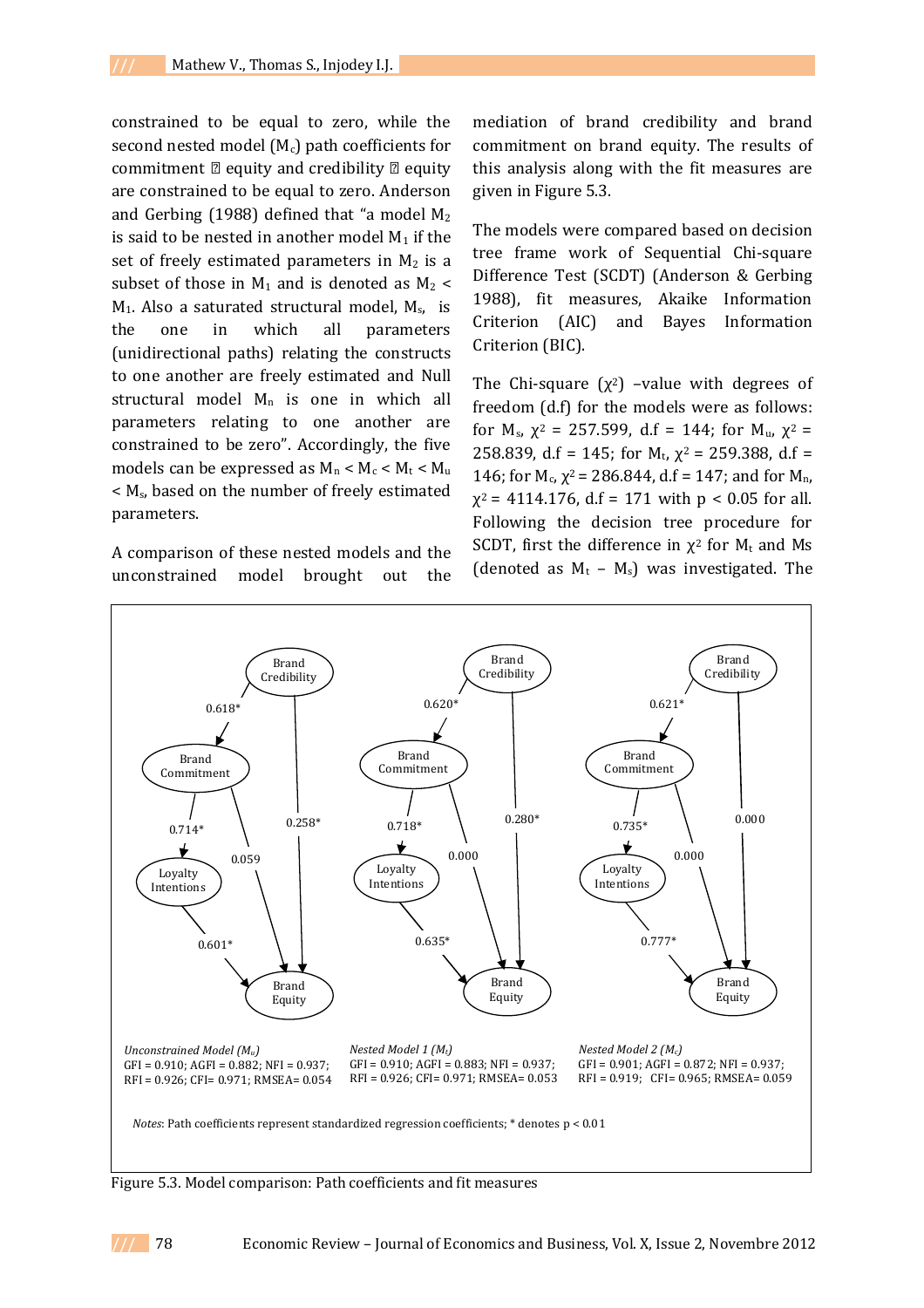constrained to be equal to zero, while the second nested model ($M_c$) path coefficients for commitment → equity and credibility → equity are constrained to be equal to zero. Anderson and Gerbing (1988) defined that "a model $M_2$ is said to be nested in another model $M_1$ if the set of freely estimated parameters in $M_2$ is a subset of those in $M_1$ and is denoted as $M_2 < M_1$. Also a saturated structural model, $M_s$, is the one in which all parameters (unidirectional paths) relating the constructs to one another are freely estimated and Null structural model $M_n$ is one in which all parameters relating to one another are constrained to be zero". Accordingly, the five models can be expressed as $M_n < M_c < M_t < M_u < M_s$, based on the number of freely estimated parameters.

A comparison of these nested models and the unconstrained model brought out the mediation of brand credibility and brand commitment on brand equity. The results of this analysis along with the fit measures are given in Figure 5.3.

The models were compared based on decision tree frame work of Sequential Chi-square Difference Test (SCDT) (Anderson & Gerbing 1988), fit measures, Akaike Information Criterion (AIC) and Bayes Information Criterion (BIC).

The Chi-square ($\chi^2$) –value with degrees of freedom (d.f) for the models were as follows: for $M_s$, $\chi^2$ = 257.599, d.f = 144; for $M_u$, $\chi^2$ = 258.839, d.f = 145; for $M_t$, $\chi^2$ = 259.388, d.f = 146; for $M_c$, $\chi^2$ = 286.844, d.f = 147; and for $M_n$, $\chi^2$ = 4114.176, d.f = 171 with $p < 0.05$ for all. Following the decision tree procedure for SCDT, first the difference in $\chi^2$ for $M_t$ and Ms (denoted as $M_t - M_s$) was investigated. The

*Unconstrained Model ($M_u$)*
GFI = 0.910; AGFI = 0.882; NFI = 0.937; RFI = 0.926; CFI= 0.971; RMSEA= 0.054

*Nested Model 1 ($M_t$)*
GFI = 0.910; AGFI = 0.883; NFI = 0.937; RFI = 0.926; CFI= 0.971; RMSEA= 0.053

*Nested Model 2 ($M_c$)*
GFI = 0.901; AGFI = 0.872; NFI = 0.937; RFI = 0.919; CFI= 0.965; RMSEA= 0.059

*Notes*: Path coefficients represent standardized regression coefficients; * denotes $p < 0.01$

Figure 5.3. Model comparison: Path coefficients and fit measures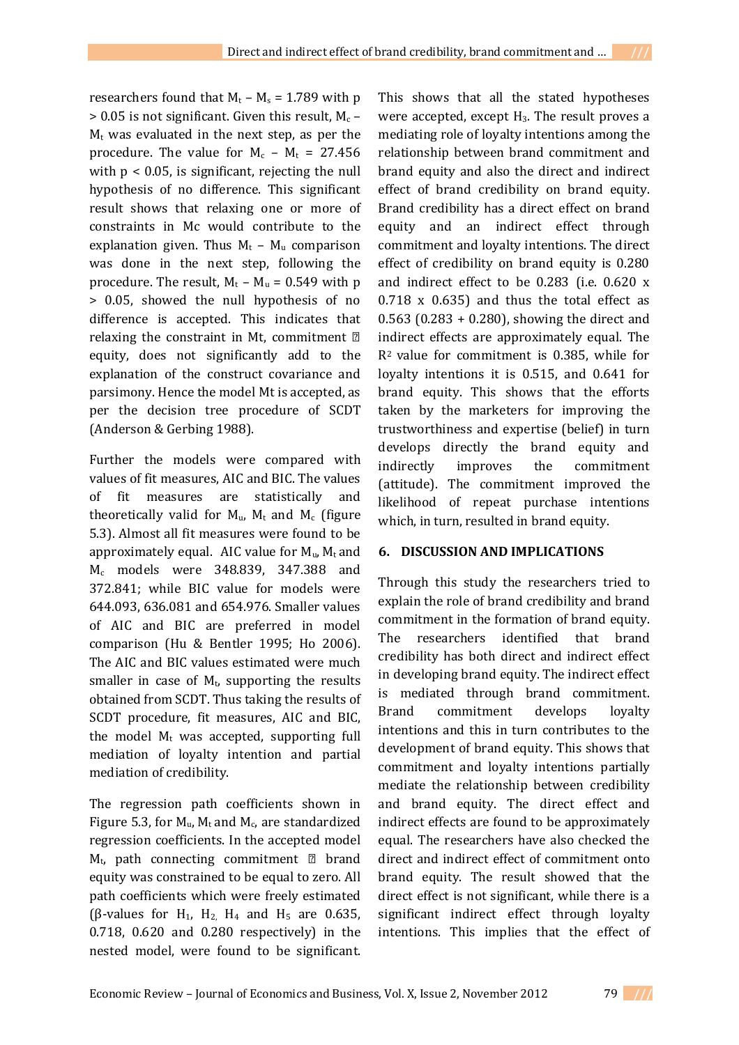researchers found that $M_t$ – $M_s$ = 1.789 with $p > 0.05$ is not significant. Given this result, $M_c$ – $M_t$ was evaluated in the next step, as per the procedure. The value for $M_c$ – $M_t$ = 27.456 with $p < 0.05$, is significant, rejecting the null hypothesis of no difference. This significant result shows that relaxing one or more of constraints in Mc would contribute to the explanation given. Thus $M_t$ – $M_u$ comparison was done in the next step, following the procedure. The result, $M_t$ – $M_u$ = 0.549 with $p > 0.05$, showed the null hypothesis of no difference is accepted. This indicates that relaxing the constraint in Mt, commitment → equity, does not significantly add to the explanation of the construct covariance and parsimony. Hence the model Mt is accepted, as per the decision tree procedure of SCDT (Anderson & Gerbing 1988).

Further the models were compared with values of fit measures, AIC and BIC. The values of fit measures are statistically and theoretically valid for $M_u$, $M_t$ and $M_c$ (figure 5.3). Almost all fit measures were found to be approximately equal. AIC value for $M_u$, $M_t$ and $M_c$ models were 348.839, 347.388 and 372.841; while BIC value for models were 644.093, 636.081 and 654.976. Smaller values of AIC and BIC are preferred in model comparison (Hu & Bentler 1995; Ho 2006). The AIC and BIC values estimated were much smaller in case of $M_t$, supporting the results obtained from SCDT. Thus taking the results of SCDT procedure, fit measures, AIC and BIC, the model $M_t$ was accepted, supporting full mediation of loyalty intention and partial mediation of credibility.

The regression path coefficients shown in Figure 5.3, for $M_u$, $M_t$ and $M_c$, are standardized regression coefficients. In the accepted model $M_t$, path connecting commitment → brand equity was constrained to be equal to zero. All path coefficients which were freely estimated (β-values for $H_1$, $H_2$, $H_4$ and $H_5$ are 0.635, 0.718, 0.620 and 0.280 respectively) in the nested model, were found to be significant. This shows that all the stated hypotheses were accepted, except $H_3$. The result proves a mediating role of loyalty intentions among the relationship between brand commitment and brand equity and also the direct and indirect effect of brand credibility on brand equity. Brand credibility has a direct effect on brand equity and an indirect effect through commitment and loyalty intentions. The direct effect of credibility on brand equity is 0.280 and indirect effect to be 0.283 (i.e. 0.620 x 0.718 x 0.635) and thus the total effect as 0.563 (0.283 + 0.280), showing the direct and indirect effects are approximately equal. The $R^2$ value for commitment is 0.385, while for loyalty intentions it is 0.515, and 0.641 for brand equity. This shows that the efforts taken by the marketers for improving the trustworthiness and expertise (belief) in turn develops directly the brand equity and indirectly improves the commitment (attitude). The commitment improved the likelihood of repeat purchase intentions which, in turn, resulted in brand equity.

## 6. DISCUSSION AND IMPLICATIONS

Through this study the researchers tried to explain the role of brand credibility and brand commitment in the formation of brand equity. The researchers identified that brand credibility has both direct and indirect effect in developing brand equity. The indirect effect is mediated through brand commitment. Brand commitment develops loyalty intentions and this in turn contributes to the development of brand equity. This shows that commitment and loyalty intentions partially mediate the relationship between credibility and brand equity. The direct effect and indirect effects are found to be approximately equal. The researchers have also checked the direct and indirect effect of commitment onto brand equity. The result showed that the direct effect is not significant, while there is a significant indirect effect through loyalty intentions. This implies that the effect of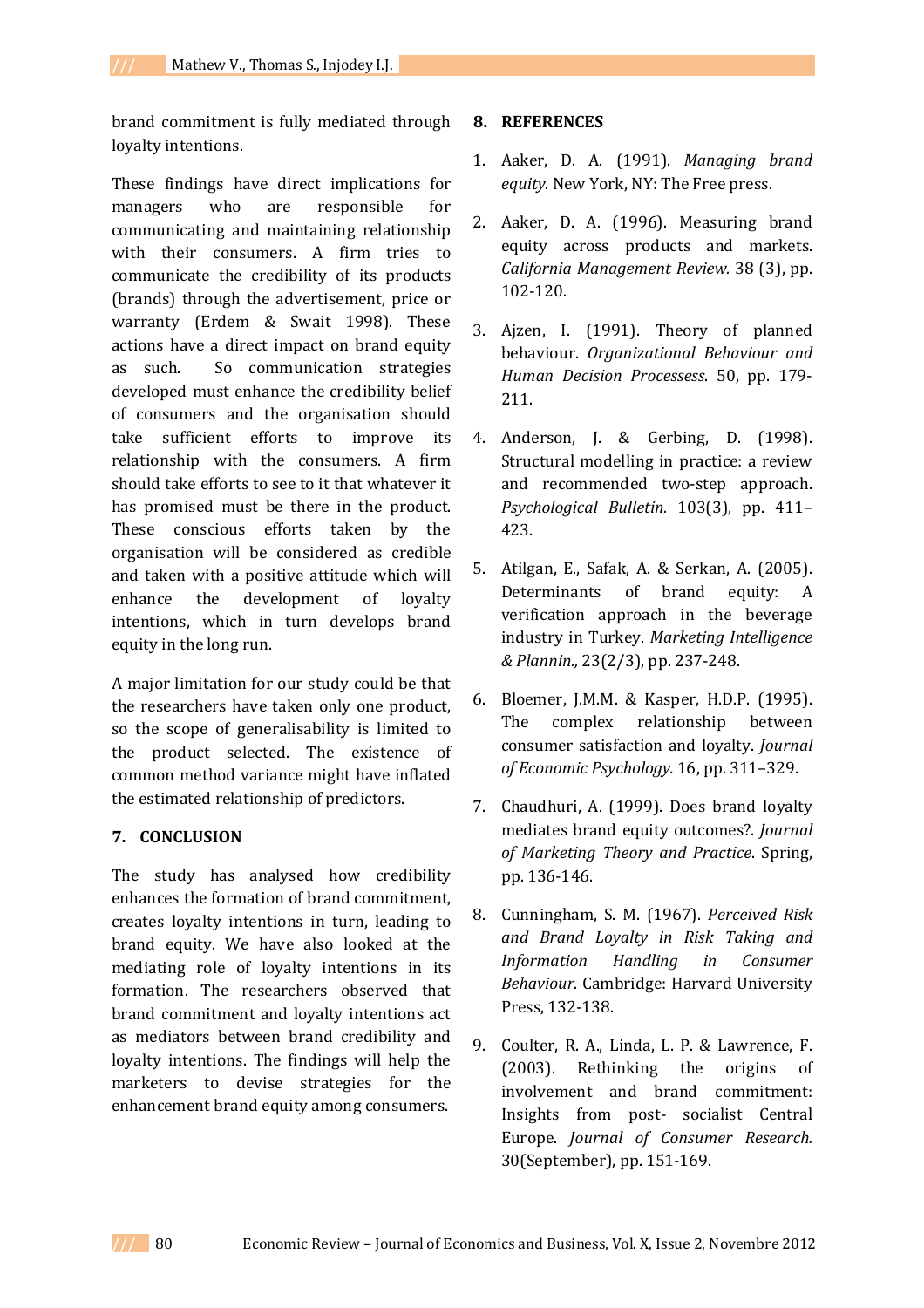brand commitment is fully mediated through loyalty intentions.

These findings have direct implications for managers who are responsible for communicating and maintaining relationship with their consumers. A firm tries to communicate the credibility of its products (brands) through the advertisement, price or warranty (Erdem & Swait 1998). These actions have a direct impact on brand equity as such. So communication strategies developed must enhance the credibility belief of consumers and the organisation should take sufficient efforts to improve its relationship with the consumers. A firm should take efforts to see to it that whatever it has promised must be there in the product. These conscious efforts taken by the organisation will be considered as credible and taken with a positive attitude which will enhance the development of loyalty intentions, which in turn develops brand equity in the long run.

A major limitation for our study could be that the researchers have taken only one product, so the scope of generalisability is limited to the product selected. The existence of common method variance might have inflated the estimated relationship of predictors.

## 7. CONCLUSION

The study has analysed how credibility enhances the formation of brand commitment, creates loyalty intentions in turn, leading to brand equity. We have also looked at the mediating role of loyalty intentions in its formation. The researchers observed that brand commitment and loyalty intentions act as mediators between brand credibility and loyalty intentions. The findings will help the marketers to devise strategies for the enhancement brand equity among consumers.

## 8. REFERENCES

1. Aaker, D. A. (1991). *Managing brand equity*. New York, NY: The Free press.
2. Aaker, D. A. (1996). Measuring brand equity across products and markets. *California Management Review*. 38 (3), pp. 102-120.
3. Ajzen, I. (1991). Theory of planned behaviour. *Organizational Behaviour and Human Decision Processess*. 50, pp. 179-211.
4. Anderson, J. & Gerbing, D. (1998). Structural modelling in practice: a review and recommended two-step approach. *Psychological Bulletin*. 103(3), pp. 411–423.
5. Atilgan, E., Safak, A. & Serkan, A. (2005). Determinants of brand equity: A verification approach in the beverage industry in Turkey. *Marketing Intelligence & Plannin.,* 23(2/3), pp. 237-248.
6. Bloemer, J.M.M. & Kasper, H.D.P. (1995). The complex relationship between consumer satisfaction and loyalty. *Journal of Economic Psychology.* 16, pp. 311–329.
7. Chaudhuri, A. (1999). Does brand loyalty mediates brand equity outcomes?. *Journal of Marketing Theory and Practice*. Spring, pp. 136-146.
8. Cunningham, S. M. (1967). *Perceived Risk and Brand Loyalty in Risk Taking and Information Handling in Consumer Behaviour*. Cambridge: Harvard University Press, 132-138.
9. Coulter, R. A., Linda, L. P. & Lawrence, F. (2003). Rethinking the origins of involvement and brand commitment: Insights from post- socialist Central Europe. *Journal of Consumer Research.* 30(September), pp. 151-169.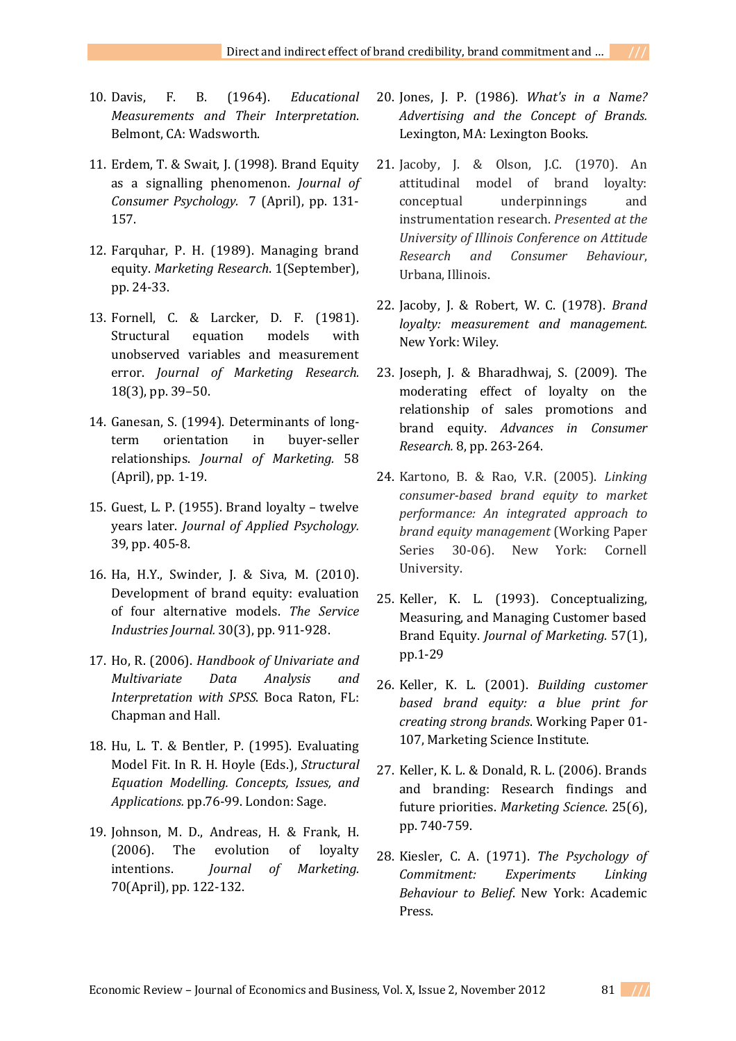10. Davis, F. B. (1964). *Educational Measurements and Their Interpretation*. Belmont, CA: Wadsworth.

11. Erdem, T. & Swait, J. (1998). Brand Equity as a signalling phenomenon. *Journal of Consumer Psychology.* 7 (April), pp. 131-157.

12. Farquhar, P. H. (1989). Managing brand equity. *Marketing Research*. 1(September), pp. 24-33.

13. Fornell, C. & Larcker, D. F. (1981). Structural equation models with unobserved variables and measurement error. *Journal of Marketing Research.* 18(3), pp. 39–50.

14. Ganesan, S. (1994). Determinants of long-term orientation in buyer-seller relationships. *Journal of Marketing.* 58 (April), pp. 1-19.

15. Guest, L. P. (1955). Brand loyalty – twelve years later. *Journal of Applied Psychology.* 39, pp. 405-8.

16. Ha, H.Y., Swinder, J. & Siva, M. (2010). Development of brand equity: evaluation of four alternative models. *The Service Industries Journal.* 30(3), pp. 911-928.

17. Ho, R. (2006). *Handbook of Univariate and Multivariate Data Analysis and Interpretation with SPSS*. Boca Raton, FL: Chapman and Hall.

18. Hu, L. T. & Bentler, P. (1995). Evaluating Model Fit. In R. H. Hoyle (Eds.), *Structural Equation Modelling. Concepts, Issues, and Applications.* pp.76-99. London: Sage.

19. Johnson, M. D., Andreas, H. & Frank, H. (2006). The evolution of loyalty intentions. *Journal of Marketing.* 70(April), pp. 122-132.

20. Jones, J. P. (1986). *What's in a Name? Advertising and the Concept of Brands.* Lexington, MA: Lexington Books.

21. Jacoby, J. & Olson, J.C. (1970). An attitudinal model of brand loyalty: conceptual underpinnings and instrumentation research. *Presented at the University of Illinois Conference on Attitude Research and Consumer Behaviour*, Urbana, Illinois.

22. Jacoby, J. & Robert, W. C. (1978). *Brand loyalty: measurement and management.* New York: Wiley.

23. Joseph, J. & Bharadhwaj, S. (2009). The moderating effect of loyalty on the relationship of sales promotions and brand equity. *Advances in Consumer Research.* 8, pp. 263-264.

24. Kartono, B. & Rao, V.R. (2005). *Linking consumer-based brand equity to market performance: An integrated approach to brand equity management* (Working Paper Series 30-06). New York: Cornell University.

25. Keller, K. L. (1993). Conceptualizing, Measuring, and Managing Customer based Brand Equity. *Journal of Marketing.* 57(1), pp.1-29

26. Keller, K. L. (2001). *Building customer based brand equity: a blue print for creating strong brands*. Working Paper 01-107, Marketing Science Institute.

27. Keller, K. L. & Donald, R. L. (2006). Brands and branding: Research findings and future priorities. *Marketing Science*. 25(6), pp. 740-759.

28. Kiesler, C. A. (1971). *The Psychology of Commitment: Experiments Linking Behaviour to Belief*. New York: Academic Press.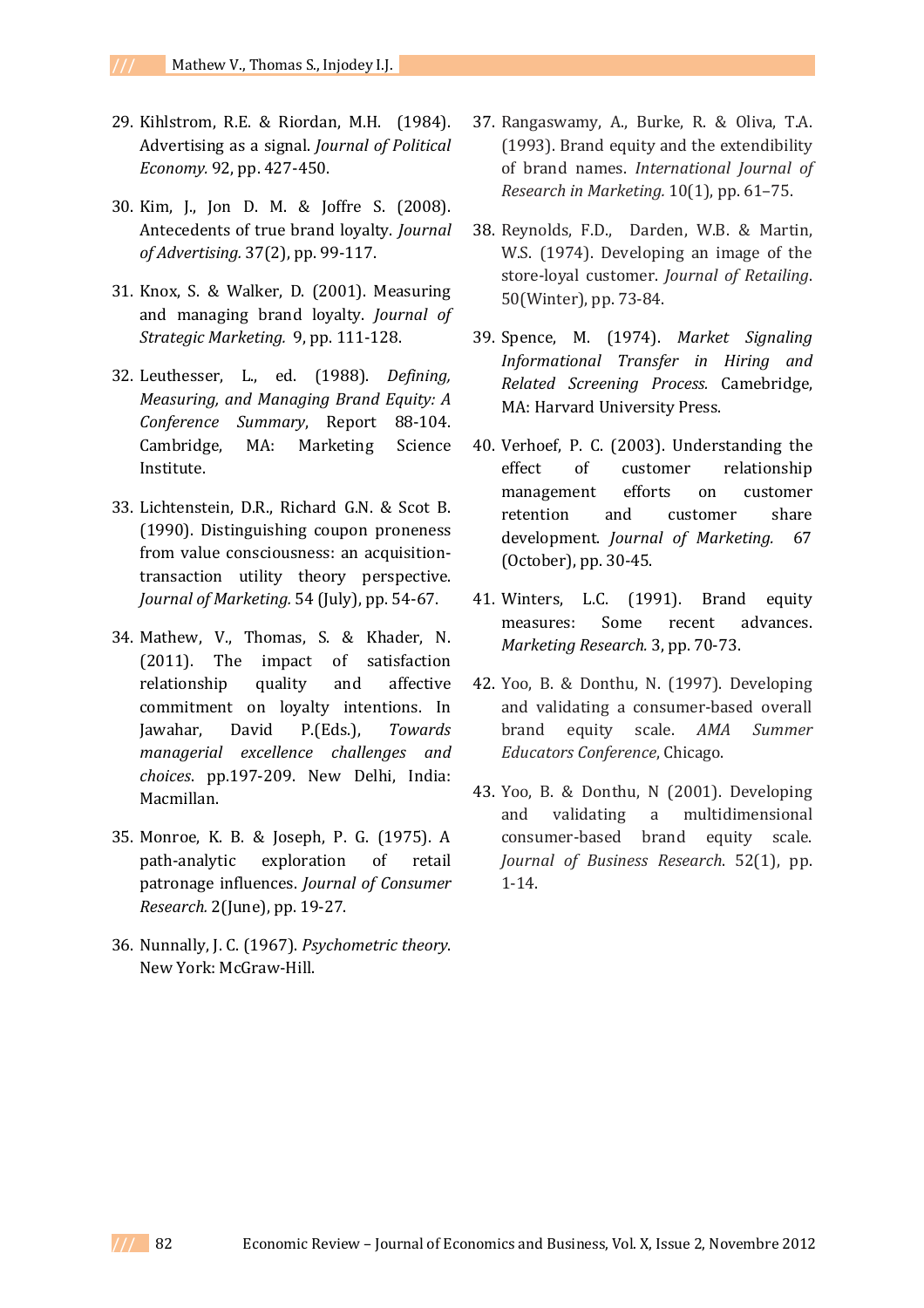29. Kihlstrom, R.E. & Riordan, M.H. (1984). Advertising as a signal. *Journal of Political Economy.* 92, pp. 427-450.

30. Kim, J., Jon D. M. & Joffre S. (2008). Antecedents of true brand loyalty. *Journal of Advertising.* 37(2), pp. 99-117.

31. Knox, S. & Walker, D. (2001). Measuring and managing brand loyalty. *Journal of Strategic Marketing.* 9, pp. 111-128.

32. Leuthesser, L., ed. (1988). *Defining, Measuring, and Managing Brand Equity: A Conference Summary*, Report 88-104. Cambridge, MA: Marketing Science Institute.

33. Lichtenstein, D.R., Richard G.N. & Scot B. (1990). Distinguishing coupon proneness from value consciousness: an acquisition-transaction utility theory perspective. *Journal of Marketing.* 54 (July), pp. 54-67.

34. Mathew, V., Thomas, S. & Khader, N. (2011). The impact of satisfaction relationship quality and affective commitment on loyalty intentions. In Jawahar, David P.(Eds.), *Towards managerial excellence challenges and choices*. pp.197-209. New Delhi, India: Macmillan.

35. Monroe, K. B. & Joseph, P. G. (1975). A path-analytic exploration of retail patronage influences. *Journal of Consumer Research.* 2(June), pp. 19-27.

36. Nunnally, J. C. (1967). *Psychometric theory*. New York: McGraw-Hill.

37. Rangaswamy, A., Burke, R. & Oliva, T.A. (1993). Brand equity and the extendibility of brand names. *International Journal of Research in Marketing.* 10(1), pp. 61–75.

38. Reynolds, F.D., Darden, W.B. & Martin, W.S. (1974). Developing an image of the store-loyal customer. *Journal of Retailing*. 50(Winter), pp. 73-84.

39. Spence, M. (1974). *Market Signaling Informational Transfer in Hiring and Related Screening Process.* Camebridge, MA: Harvard University Press.

40. Verhoef, P. C. (2003). Understanding the effect of customer relationship management efforts on customer retention and customer share development. *Journal of Marketing.* 67 (October), pp. 30-45.

41. Winters, L.C. (1991). Brand equity measures: Some recent advances. *Marketing Research.* 3, pp. 70-73.

42. Yoo, B. & Donthu, N. (1997). Developing and validating a consumer-based overall brand equity scale. *AMA Summer Educators Conference*, Chicago.

43. Yoo, B. & Donthu, N (2001). Developing and validating a multidimensional consumer-based brand equity scale. *Journal of Business Research*. 52(1), pp. 1-14.